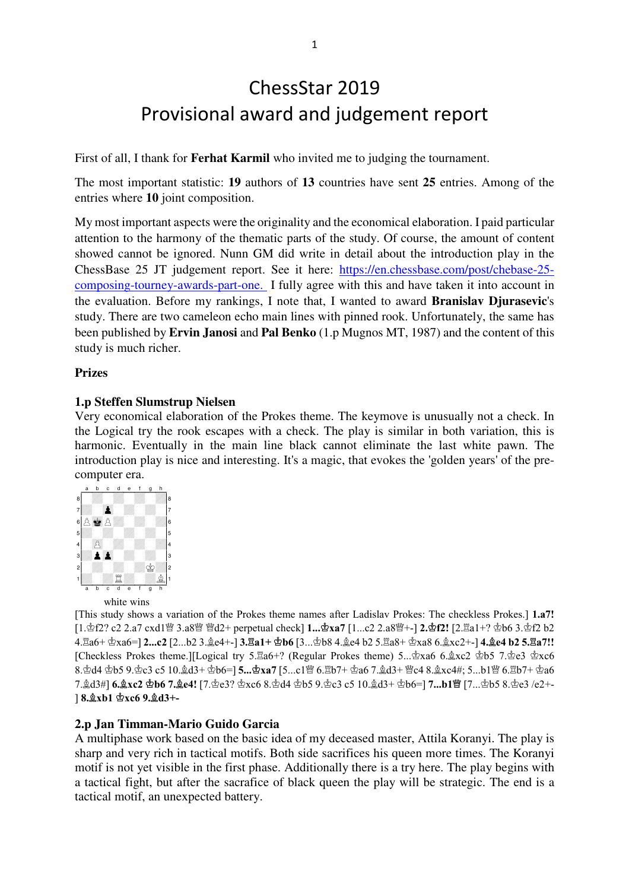# ChessStar 2019
# Provisional award and judgement report

First of all, I thank for **Ferhat Karmil** who invited me to judging the tournament.

The most important statistic: **19** authors of **13** countries have sent **25** entries. Among of the entries where **10** joint composition.

My most important aspects were the originality and the economical elaboration. I paid particular attention to the harmony of the thematic parts of the study. Of course, the amount of content showed cannot be ignored. Nunn GM did write in detail about the introduction play in the ChessBase 25 JT judgement report. See it here: https://en.chessbase.com/post/chebase-25-composing-tourney-awards-part-one. I fully agree with this and have taken it into account in the evaluation. Before my rankings, I note that, I wanted to award **Branislav Djurasevic**'s study. There are two cameleon echo main lines with pinned rook. Unfortunately, the same has been published by **Ervin Janosi** and **Pal Benko** (1.p Mugnos MT, 1987) and the content of this study is much richer.

### Prizes

### 1.p Steffen Slumstrup Nielsen

Very economical elaboration of the Prokes theme. The keymove is unusually not a check. In the Logical try the rook escapes with a check. The play is similar in both variation, this is harmonic. Eventually in the main line black cannot eliminate the last white pawn. The introduction play is nice and interesting. It's a magic, that evokes the 'golden years' of the pre-computer era.

white wins

[This study shows a variation of the Prokes theme names after Ladislav Prokes: The checkless Prokes.] **1.a7!** [1.♔f2? c2 2.a7 cxd1♕ 3.a8♕ ♕d2+ perpetual check] **1...♔xa7** [1...c2 2.a8♕+-] **2.♔f2!** [2.♖a1+? ♔b6 3.♔f2 b2 4.♖a6+ ♔xa6=] **2...c2** [2...b2 3.♗e4+-] **3.♖a1+ ♔b6** [3...♔b8 4.♗e4 b2 5.♖a8+ ♔xa8 6.♗xc2+-] **4.♗e4 b2 5.♖a7!!** [Checkless Prokes theme.][Logical try 5.♖a6+? (Regular Prokes theme) 5...♔xa6 6.♗xc2 ♔b5 7.♔e3 ♔xc6 8.♔d4 ♔b5 9.♔c3 c5 10.♗d3+ ♔b6=] **5...♔xa7** [5...c1♕ 6.♖b7+ ♔a6 7.♗d3+ ♕c4 8.♗xc4#; 5...b1♕ 6.♖b7+ ♔a6 7.♗d3#] **6.♗xc2 ♔b6 7.♗e4!** [7.♔e3? ♔xc6 8.♔d4 ♔b5 9.♔c3 c5 10.♗d3+ ♔b6=] **7...b1♕** [7...♔b5 8.♔e3 /e2+-] **8.♗xb1 ♔xc6 9.♗d3+-**

### 2.p Jan Timman-Mario Guido Garcia

A multiphase work based on the basic idea of my deceased master, Attila Koranyi. The play is sharp and very rich in tactical motifs. Both side sacrifices his queen more times. The Koranyi motif is not yet visible in the first phase. Additionally there is a try here. The play begins with a tactical fight, but after the sacrafice of black queen the play will be strategic. The end is a tactical motif, an unexpected battery.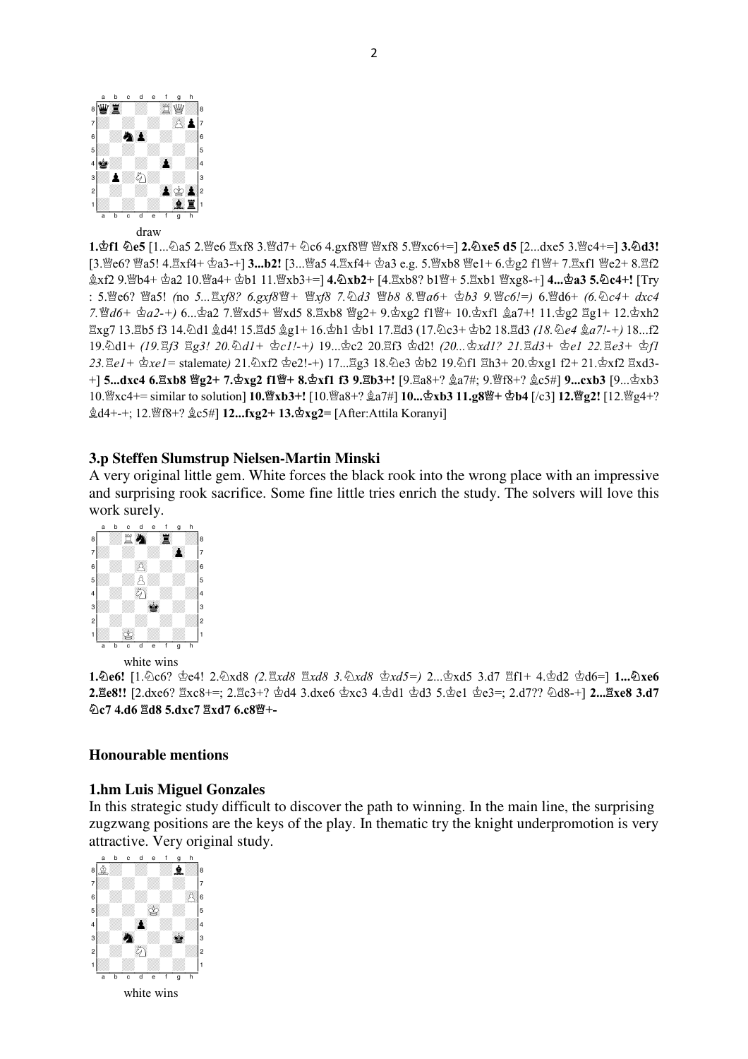draw

**1.♔f1 ♘e5** [1...♘a5 2.♕e6 ♖xf8 3.♕d7+ ♘c6 4.gxf8♕ ♕xf8 5.♕xc6+=] **2.♘xe5 d5** [2...dxe5 3.♕c4+=] **3.♘d3!** [3.♕e6? ♕a5! 4.♖xf4+ ♔a3-+] **3...b2!** [3...♕a5 4.♖xf4+ ♔a3 e.g. 5.♕xb8 ♕e1+ 6.♔g2 f1♕+ 7.♖xf1 ♕e2+ 8.♖f2 ♗xf2 9.♕b4+ ♔a2 10.♕a4+ ♔b1 11.♕xb3+=] **4.♘xb2+** [4.♖xb8? b1♕+ 5.♖xb1 ♕xg8-+] **4...♔a3 5.♘c4+!** [Try : 5.♕e6? ♕a5! *(no 5...♖xf8? 6.gxf8♕+ ♕xf8 7.♘d3 ♕b8 8.♕a6+ ♔b3 9.♕c6!=)* 6.♕d6+ *(6.♘c4+ dxc4 7.♕d6+ ♔a2-+)* 6...♔a2 7.♕xd5+ ♕xd5 8.♖xb8 ♕g2+ 9.♔xg2 f1♕+ 10.♔xf1 ♗a7+! 11.♔g2 ♖g1+ 12.♔xh2 ♖xg7 13.♖b5 f3 14.♘d1 ♗d4! 15.♖d5 ♗g1+ 16.♔h1 ♔b1 17.♖d3 (17.♘c3+ ♔b2 18.♖d3 *(18.♘e4 ♗a7!-+)* 18...f2 19.♘d1+ *(19.♖f3 ♖g3! 20.♘d1+ ♔c1!-+)* 19...♔c2 20.♖f3 ♔d2! *(20...♔xd1? 21.♖d3+ ♔e1 22.♖e3+ ♔f1 23.♖e1+ ♔xe1= stalemate)* 21.♘xf2 ♔e2!-+) 17...♖g3 18.♘e3 ♔b2 19.♘f1 ♖h3+ 20.♔xg1 f2+ 21.♔xf2 ♖xd3-+] **5...dxc4 6.♖xb8 ♕g2+ 7.♔xg2 f1♕+ 8.♔xf1 f3 9.♖b3+!** [9.♖a8+? ♗a7#; 9.♕f8+? ♗c5#] **9...cxb3** [9...♔xb3 10.♕xc4+= similar to solution] **10.♕xb3+!** [10.♕a8+? ♗a7#] **10...♔xb3 11.g8♕+ ♔b4** [/c3] **12.♕g2!** [12.♕g4+? ♗d4+-+; 12.♕f8+? ♗c5#] **12...fxg2+ 13.♔xg2=** [After:Attila Koranyi]

### 3.p Steffen Slumstrup Nielsen-Martin Minski

A very original little gem. White forces the black rook into the wrong place with an impressive and surprising rook sacrifice. Some fine little tries enrich the study. The solvers will love this work surely.

white wins

**1.♘e6!** [1.♘c6? ♔e4! 2.♘xd8 *(2.♖xd8 ♖xd8 3.♘xd8 ♔xd5=)* 2...♔xd5 3.d7 ♖f1+ 4.♔d2 ♔d6=] **1...♘xe6 2.♖e8!!** [2.dxe6? ♖xc8+=; 2.♖c3+? ♔d4 3.dxe6 ♔xc3 4.♔d1 ♔d3 5.♔e1 ♔e3=; 2.d7?? ♘d8-+] **2...♖xe8 3.d7 ♘c7 4.d6 ♖d8 5.dxc7 ♖xd7 6.c8♕+-**

## Honourable mentions

### 1.hm Luis Miguel Gonzales

In this strategic study difficult to discover the path to winning. In the main line, the surprising zugzwang positions are the keys of the play. In thematic try the knight underpromotion is very attractive. Very original study.

white wins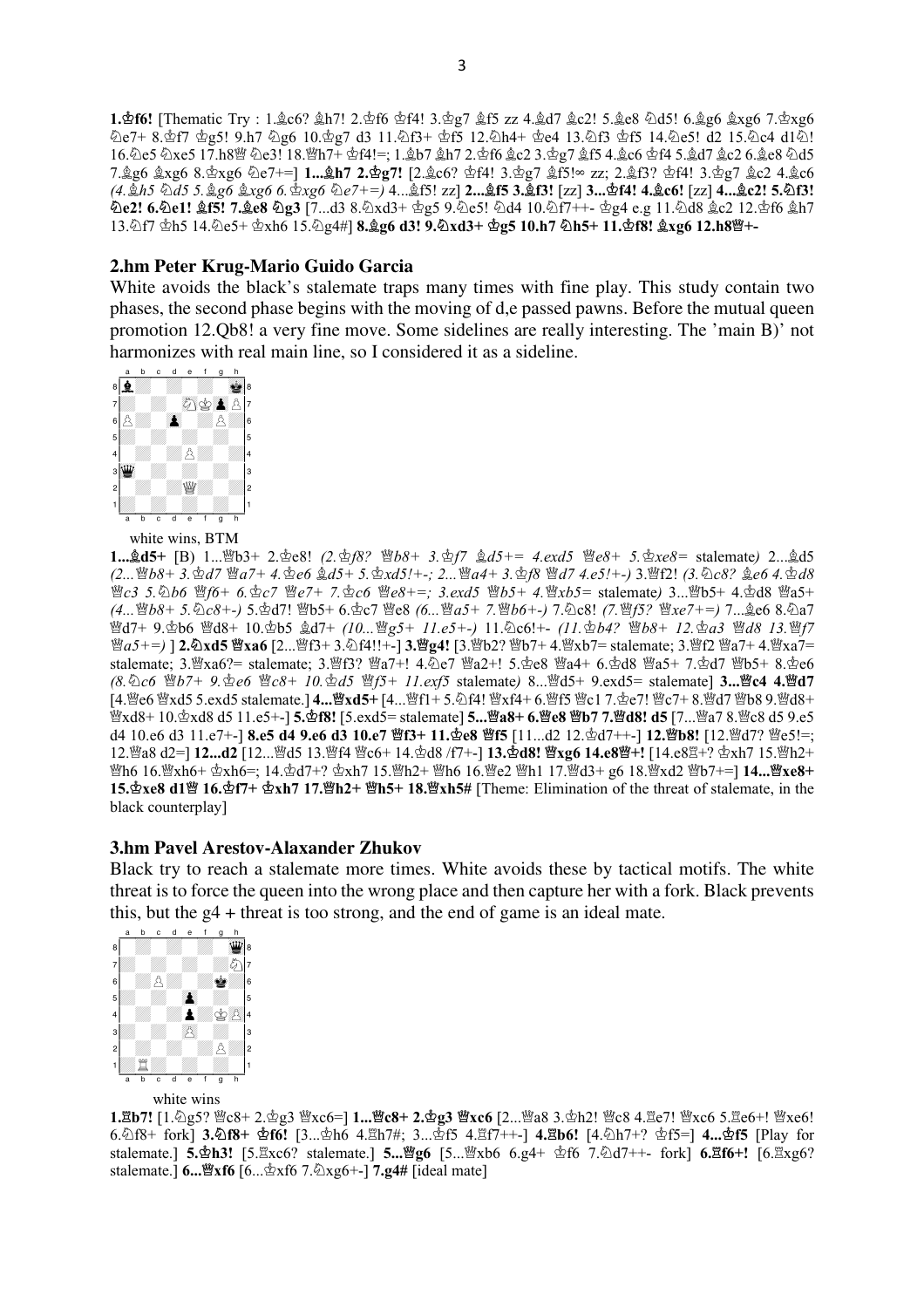**1.♔f6!** [Thematic Try : 1.♗c6? ♗h7! 2.♔f6 ♔f4! 3.♔g7 ♗f5 zz 4.♗d7 ♗c2! 5.♗e8 ♘d5! 6.♗g6 ♗xg6 7.♔xg6 ♘e7+ 8.♔f7 ♔g5! 9.h7 ♘g6 10.♔g7 d3 11.♘f3+ ♔f5 12.♘h4+ ♔e4 13.♘f3 ♔f5 14.♘e5! d2 15.♘c4 d1♘! 16.♘e5 ♘xe5 17.h8♕ ♘e3! 18.♕h7+ ♔f4!=; 1.♗b7 ♗h7 2.♔f6 ♗c2 3.♔g7 ♗f5 4.♗c6 ♔f4 5.♗d7 ♗c2 6.♗e8 ♘d5 7.♗g6 ♗xg6 8.♔xg6 ♘e7+=] **1...♗h7 2.♔g7!** [2.♗c6? ♔f4! 3.♔g7 ♗f5!∞ zz; 2.♗f3? ♔f4! 3.♔g7 ♗c2 4.♗c6 *(4.♗h5 ♘d5 5.♗g6 ♗xg6 6.♔xg6 ♘e7+=)* 4...♗f5! zz] **2...♗f5 3.♗f3!** [zz] **3...♔f4! 4.♗c6!** [zz] **4...♗c2! 5.♘f3! ♘e2! 6.♘e1! ♗f5! 7.♗e8 ♘g3** [7...d3 8.♘xd3+ ♔g5 9.♘e5! ♘d4 10.♘f7++- ♔g4 e.g 11.♘d8 ♗c2 12.♔f6 ♗h7 13.♘f7 ♔h5 14.♘e5+ ♔xh6 15.♘g4#] **8.♗g6 d3! 9.♘xd3+ ♔g5 10.h7 ♘h5+ 11.♔f8! ♗xg6 12.h8♕+-**

### 2.hm Peter Krug-Mario Guido Garcia

White avoids the black's stalemate traps many times with fine play. This study contain two phases, the second phase begins with the moving of d,e passed pawns. Before the mutual queen promotion 12.Qb8! a very fine move. Some sidelines are really interesting. The 'main B)' not harmonizes with real main line, so I considered it as a sideline.

white wins, BTM

**1...♗d5+** [B) 1...♕b3+ 2.♔e8! *(2.♔f8? ♕b8+ 3.♔f7 ♗d5+= 4.exd5 ♕e8+ 5.♔xe8=* stalemate*)* 2...♗d5 *(2...♕b8+ 3.♔d7 ♕a7+ 4.♔e6 ♗d5+ 5.♔xd5!+-; 2...♕a4+ 3.♔f8 ♕d7 4.e5!+-)* 3.♕f2! *(3.♘c8? ♗e6 4.♔d8 ♕c3 5.♘b6 ♕f6+ 6.♔c7 ♕e7+ 7.♔c6 ♕e8+=; 3.exd5 ♕b5+ 4.♕xb5=* stalemate*)* 3...♕b5+ 4.♔d8 ♕a5+ *(4...♕b8+ 5.♘c8+-)* 5.♔d7! ♕b5+ 6.♔c7 ♕e8 *(6...♕a5+ 7.♕b6+-)* 7.♘c8! *(7.♕f5? ♕xe7+=)* 7...♗e6 8.♘a7 ♕d7+ 9.♔b6 ♕d8+ 10.♔b5 ♗d7+ *(10...♕g5+ 11.e5+-)* 11.♘c6!+- *(11.♔b4? ♕b8+ 12.♔a3 ♕d8 13.♕f7 ♕a5+=)* ] **2.♘xd5 ♕xa6** [2...♕f3+ 3.♘f4!!+-] **3.♕g4!** [3.♕b2? ♕b7+ 4.♕xb7= stalemate; 3.♕f2 ♕a7+ 4.♕xa7= stalemate; 3.♕xa6?= stalemate; 3.♕f3? ♕a7+! 4.♘e7 ♕a2+! 5.♔e8 ♕a4+ 6.♔d8 ♕a5+ 7.♔d7 ♕b5+ 8.♔e6 *(8.♘c6 ♕b7+ 9.♔e6 ♕c8+ 10.♔d5 ♕f5+ 11.exf5* stalemate*)* 8...♕d5+ 9.exd5= stalemate] **3...♕c4 4.♕d7** [4.♕e6 ♕xd5 5.exd5 stalemate.] **4...♕xd5+** [4...♕f1+ 5.♘f4! ♕xf4+ 6.♕f5 ♕c1 7.♔e7! ♕c7+ 8.♕d7 ♕b8 9.♕d8+ ♕xd8+ 10.♔xd8 d5 11.e5+-] **5.♔f8!** [5.exd5= stalemate] **5...♕a8+ 6.♕e8 ♕b7 7.♕d8! d5** [7...♕a7 8.♕c8 d5 9.e5 d4 10.e6 d3 11.e7+-] **8.e5 d4 9.e6 d3 10.e7 ♕f3+ 11.♔e8 ♕f5** [11...d2 12.♔d7++-] **12.♕b8!** [12.♕d7? ♕e5!=; 12.♕a8 d2=] **12...d2** [12...♕d5 13.♕f4 ♕c6+ 14.♔d8 /f7+-] **13.♔d8! ♕xg6 14.e8♕+!** [14.e8♖+? ♔xh7 15.♕h2+ ♕h6 16.♕xh6+ ♔xh6=; 14.♔d7+? ♔xh7 15.♕h2+ ♕h6 16.♕e2 ♕h1 17.♕d3+ g6 18.♕xd2 ♕b7+=] **14...♕xe8+ 15.♔xe8 d1♕ 16.♔f7+ ♔xh7 17.♕h2+ ♕h5+ 18.♕xh5#** [Theme: Elimination of the threat of stalemate, in the black counterplay]

### 3.hm Pavel Arestov-Alaxander Zhukov

Black try to reach a stalemate more times. White avoids these by tactical motifs. The white threat is to force the queen into the wrong place and then capture her with a fork. Black prevents this, but the g4 + threat is too strong, and the end of game is an ideal mate.

white wins

**1.♖b7!** [1.♘g5? ♕c8+ 2.♔g3 ♕xc6=] **1...♕c8+ 2.♔g3 ♕xc6** [2...♕a8 3.♔h2! ♕c8 4.♖e7! ♕xc6 5.♖e6+! ♕xe6! 6.♘f8+ fork] **3.♘f8+ ♔f6!** [3...♔h6 4.♖h7#; 3...♔f5 4.♖f7++-] **4.♖b6!** [4.♘h7+? ♔f5=] **4...♔f5** [Play for stalemate.] **5.♔h3!** [5.♖xc6? stalemate.] **5...♕g6** [5...♕xb6 6.g4+ ♔f6 7.♘d7++- fork] **6.♖f6+!** [6.♖xg6? stalemate.] **6...♕xf6** [6...♔xf6 7.♘xg6+-] **7.g4#** [ideal mate]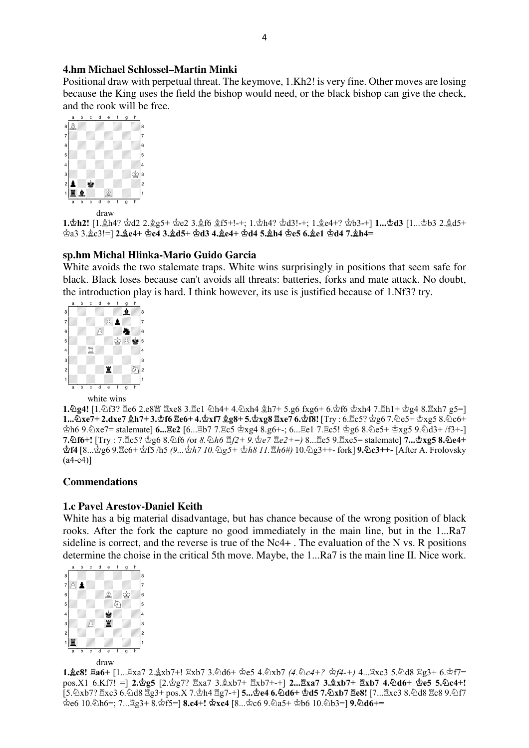### 4.hm Michael Schlossel–Martin Minki

Positional draw with perpetual threat. The keymove, 1.Kh2! is very fine. Other moves are losing because the King uses the field the bishop would need, or the black bishop can give the check, and the rook will be free.

draw

**1.♔h2!** [1.♗h4? ♔d2 2.♗g5+ ♔e2 3.♗f6 ♗f5+!-+; 1.♔h4? ♔d3!-+; 1.♗e4+? ♔b3-+] **1...♔d3** [1...♔b3 2.♗d5+ ♔a3 3.♗c3!=] **2.♗e4+ ♔c4 3.♗d5+ ♔d3 4.♗e4+ ♔d4 5.♗h4 ♔e5 6.♗e1 ♔d4 7.♗h4=**

### sp.hm Michal Hlinka-Mario Guido Garcia

White avoids the two stalemate traps. White wins surprisingly in positions that seem safe for black. Black loses because can't avoids all threats: batteries, forks and mate attack. No doubt, the introduction play is hard. I think however, its use is justified because of 1.Nf3? try.

white wins

**1.♘g4!** [1.♘f3? ♖e6 2.e8♕ ♖xe8 3.♖c1 ♘h4+ 4.♘xh4 ♗h7+ 5.g6 fxg6+ 6.♔f6 ♔xh4 7.♖h1+ ♔g4 8.♖xh7 g5=] **1...♘xe7+ 2.dxe7 ♗h7+ 3.♔f6 ♖e6+ 4.♔xf7 ♗g8+ 5.♔xg8 ♖xe7 6.♔f8!** [Try : 6.♖c5? ♔g6 7.♘e5+ ♔xg5 8.♘c6+ ♔h6 9.♘xe7= stalemate] **6...♖e2** [6...♖b7 7.♖c5 ♔xg4 8.g6+-; 6...♖e1 7.♖c5! ♔g6 8.♘e5+ ♔xg5 9.♘d3+ /f3+-] **7.♘f6+!** [Try : 7.♖c5? ♔g6 8.♘f6 *(or 8.♘h6 ♖f2+ 9.♔e7 ♖e2+=)* 8...♖e5 9.♖xe5= stalemate] **7...♔xg5 8.♘e4+ ♔f4** [8...♔g6 9.♖c6+ ♔f5 /h5 *(9...♔h7 10.♘g5+ ♔h8 11.♖h6#)* 10.♘g3++- fork] **9.♘c3++-** [After A. Frolovsky (a4-c4)]

## Commendations

### 1.c Pavel Arestov-Daniel Keith

White has a big material disadvantage, but has chance because of the wrong position of black rooks. After the fork the capture no good immediately in the main line, but in the 1...Ra7 sideline is correct, and the reverse is true of the Nc4+ . The evaluation of the N vs. R positions determine the choise in the critical 5th move. Maybe, the 1...Ra7 is the main line II. Nice work.

draw

**1.♗c8! ♖a6+** [1...♖xa7 2.♗xb7+! ♖xb7 3.♘d6+ ♔e5 4.♘xb7 *(4.♘c4+? ♔f4-+)* 4...♖xc3 5.♘d8 ♖g3+ 6.♔f7= pos.X1 6.Kf7! =] **2.♔g5** [2.♔g7? ♖xa7 3.♗xb7+ ♖xb7+-+] **2...♖xa7 3.♗xb7+ ♖xb7 4.♘d6+ ♔e5 5.♘c4+!** [5.♘xb7? ♖xc3 6.♘d8 ♖g3+ pos.X 7.♔h4 ♖g7-+] **5...♔e4 6.♘d6+ ♔d5 7.♘xb7 ♖e8!** [7...♖xc3 8.♘d8 ♖c8 9.♘f7 ♔e6 10.♘h6=; 7...♖g3+ 8.♔f5=] **8.c4+! ♔xc4** [8...♔c6 9.♘a5+ ♔b6 10.♘b3=] **9.♘d6+=**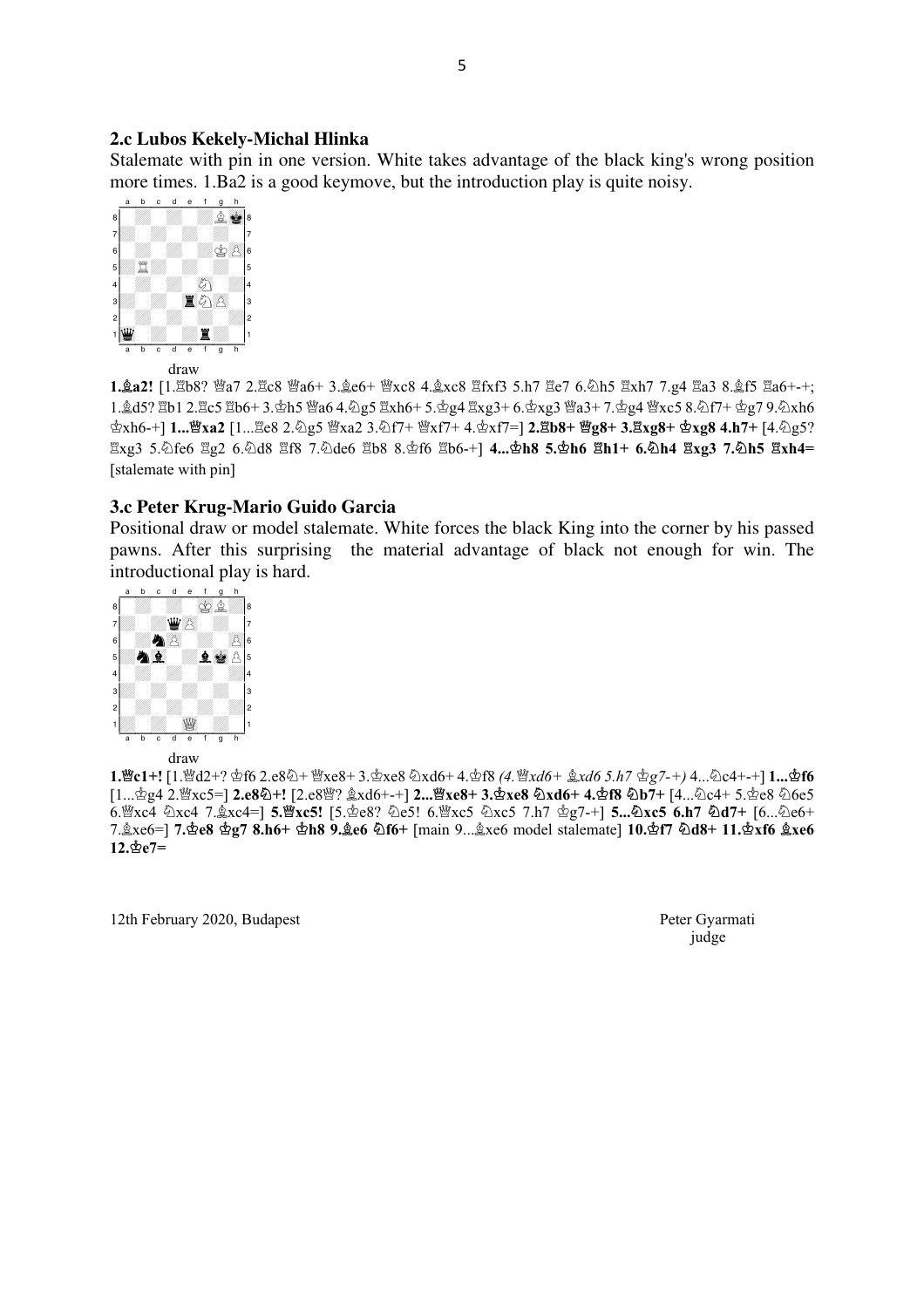### 2.c Lubos Kekely-Michal Hlinka

Stalemate with pin in one version. White takes advantage of the black king's wrong position more times. 1.Ba2 is a good keymove, but the introduction play is quite noisy.

draw

**1.♗a2!** [1.♖b8? ♕a7 2.♖c8 ♕a6+ 3.♗e6+ ♕xc8 4.♗xc8 ♖fxf3 5.h7 ♖e7 6.♘h5 ♖xh7 7.g4 ♖a3 8.♗f5 ♖a6+-+; 1.♗d5? ♖b1 2.♖c5 ♖b6+ 3.♔h5 ♕a6 4.♘g5 ♖xh6+ 5.♔g4 ♖xg3+ 6.♔xg3 ♕a3+ 7.♔g4 ♕xc5 8.♘f7+ ♔g7 9.♘xh6 ♔xh6-+] **1...♕xa2** [1...♖e8 2.♘g5 ♕xa2 3.♘f7+ ♕xf7+ 4.♔xf7=] **2.♖b8+ ♕g8+ 3.♖xg8+ ♔xg8 4.h7+** [4.♘g5? ♖xg3 5.♘fe6 ♖g2 6.♘d8 ♖f8 7.♘de6 ♖b8 8.♔f6 ♖b6-+] **4...♔h8 5.♔h6 ♖h1+ 6.♘h4 ♖xg3 7.♘h5 ♖xh4=** [stalemate with pin]

### 3.c Peter Krug-Mario Guido Garcia

Positional draw or model stalemate. White forces the black King into the corner by his passed pawns. After this surprising the material advantage of black not enough for win. The introductional play is hard.

draw

**1.♕c1+!** [1.♕d2+? ♔f6 2.e8♘+ ♕xe8+ 3.♔xe8 ♘xd6+ 4.♔f8 *(4.♕xd6+ ♗xd6 5.h7 ♔g7-+)* 4...♘c4+-+] **1...♔f6** [1...♔g4 2.♕xc5=] **2.e8♘+!** [2.e8♕? ♗xd6+-+] **2...♕xe8+ 3.♔xe8 ♘xd6+ 4.♔f8 ♘b7+** [4...♘c4+ 5.♔e8 ♘6e5 6.♕xc4 ♘xc4 7.♗xc4=] **5.♕xc5!** [5.♔e8? ♘e5! 6.♕xc5 ♘xc5 7.h7 ♔g7-+] **5...♘xc5 6.h7 ♘d7+** [6...♘e6+ 7.♗xe6=] **7.♔e8 ♔g7 8.h6+ ♔h8 9.♗e6 ♘f6+** [main 9...♗xe6 model stalemate] **10.♔f7 ♘d8+ 11.♔xf6 ♗xe6 12.♔e7=**

12th February 2020, Budapest

Peter Gyarmati
judge